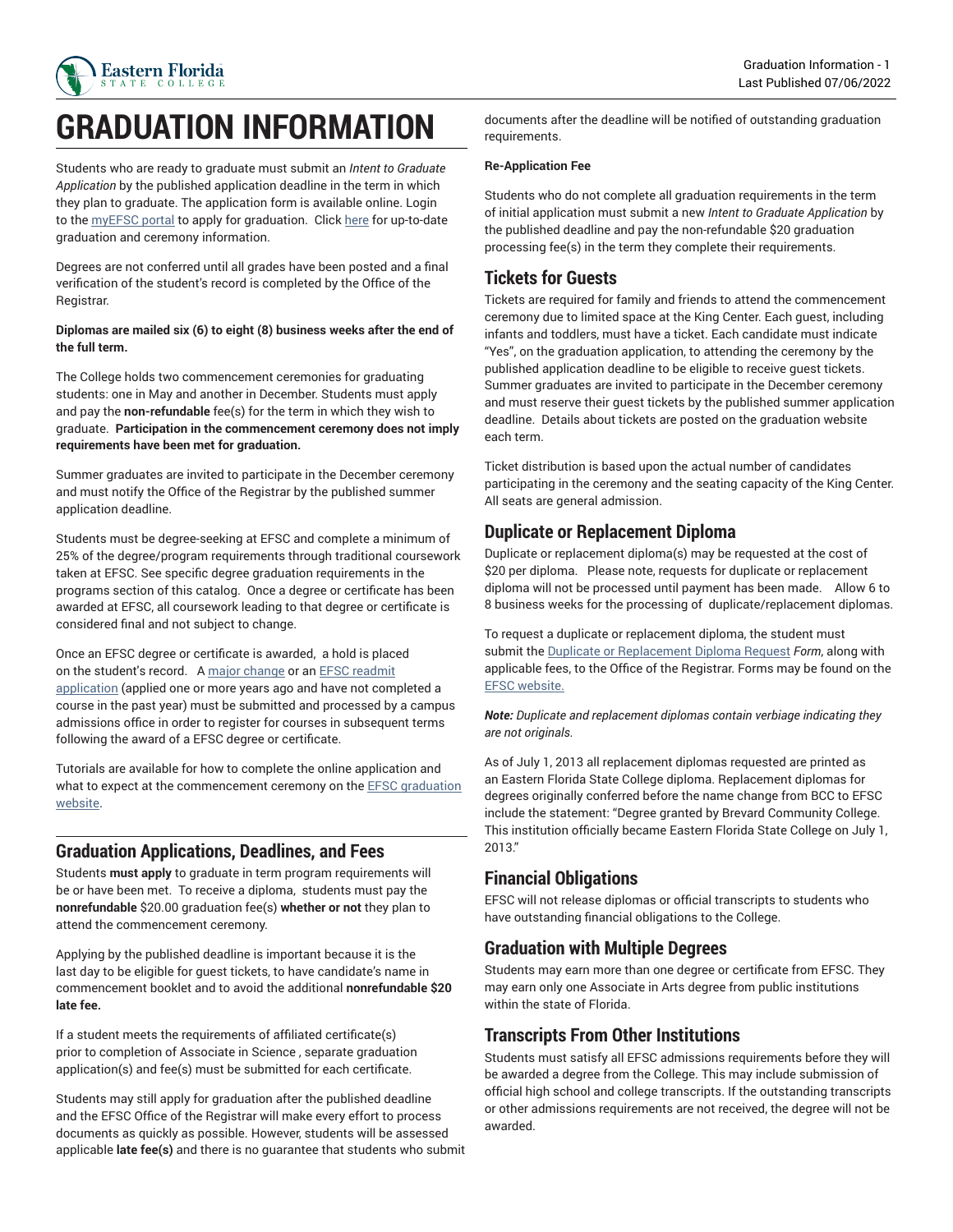# GRADUATION INFORMATION

Students who are ready to graduate must submit an *Intent to Graduate Application* by the published application deadline in the term in which they plan to graduate. The application form is available online. Login to the myEFSC portal to apply for graduation. Click here for up-to-date graduation and ceremony information.

Degrees are not conferred until all grades have been posted and a final verification of the student's record is completed by the Office of the Registrar.

**Diplomas are mailed six (6) to eight (8) business weeks after the end of the full term.**

The College holds two commencement ceremonies for graduating students: one in May and another in December. Students must apply and pay the **non-refundable** fee(s) for the term in which they wish to graduate. **Participation in the commencement ceremony does not imply requirements have been met for graduation.**

Summer graduates are invited to participate in the December ceremony and must notify the Office of the Registrar by the published summer application deadline.

Students must be degree-seeking at EFSC and complete a minimum of 25% of the degree/program requirements through traditional coursework taken at EFSC. See specific degree graduation requirements in the programs section of this catalog. Once a degree or certificate has been awarded at EFSC, all coursework leading to that degree or certificate is considered final and not subject to change.

Once an EFSC degree or certificate is awarded, a hold is placed on the student's record. A major change or an EFSC readmit application (applied one or more years ago and have not completed a course in the past year) must be submitted and processed by a campus admissions office in order to register for courses in subsequent terms following the award of a EFSC degree or certificate.

Tutorials are available for how to complete the online application and what to expect at the commencement ceremony on the EFSC graduation website.

## Graduation Applications, Deadlines, and Fees

Students **must apply** to graduate in term program requirements will be or have been met. To receive a diploma, students must pay the **nonrefundable** $20.00 graduation fee(s) **whether or not** they plan to attend the commencement ceremony.

Applying by the published deadline is important because it is the last day to be eligible for guest tickets, to have candidate's name in commencement booklet and to avoid the additional **nonrefundable $20 late fee.**

If a student meets the requirements of affiliated certificate(s) prior to completion of Associate in Science , separate graduation application(s) and fee(s) must be submitted for each certificate.

Students may still apply for graduation after the published deadline and the EFSC Office of the Registrar will make every effort to process documents as quickly as possible. However, students will be assessed applicable **late fee(s)** and there is no guarantee that students who submit documents after the deadline will be notified of outstanding graduation requirements.

**Re-Application Fee**

Students who do not complete all graduation requirements in the term of initial application must submit a new *Intent to Graduate Application* by the published deadline and pay the non-refundable $20 graduation processing fee(s) in the term they complete their requirements.

## Tickets for Guests

Tickets are required for family and friends to attend the commencement ceremony due to limited space at the King Center. Each guest, including infants and toddlers, must have a ticket. Each candidate must indicate "Yes", on the graduation application, to attending the ceremony by the published application deadline to be eligible to receive guest tickets. Summer graduates are invited to participate in the December ceremony and must reserve their guest tickets by the published summer application deadline. Details about tickets are posted on the graduation website each term.

Ticket distribution is based upon the actual number of candidates participating in the ceremony and the seating capacity of the King Center. All seats are general admission.

## Duplicate or Replacement Diploma

Duplicate or replacement diploma(s) may be requested at the cost of $20 per diploma. Please note, requests for duplicate or replacement diploma will not be processed until payment has been made. Allow 6 to 8 business weeks for the processing of duplicate/replacement diplomas.

To request a duplicate or replacement diploma, the student must submit the Duplicate or Replacement Diploma Request *Form*, along with applicable fees, to the Office of the Registrar. Forms may be found on the EFSC website.

***Note:*** *Duplicate and replacement diplomas contain verbiage indicating they are not originals.*

As of July 1, 2013 all replacement diplomas requested are printed as an Eastern Florida State College diploma. Replacement diplomas for degrees originally conferred before the name change from BCC to EFSC include the statement: "Degree granted by Brevard Community College. This institution officially became Eastern Florida State College on July 1, 2013."

## Financial Obligations

EFSC will not release diplomas or official transcripts to students who have outstanding financial obligations to the College.

## Graduation with Multiple Degrees

Students may earn more than one degree or certificate from EFSC. They may earn only one Associate in Arts degree from public institutions within the state of Florida.

## Transcripts From Other Institutions

Students must satisfy all EFSC admissions requirements before they will be awarded a degree from the College. This may include submission of official high school and college transcripts. If the outstanding transcripts or other admissions requirements are not received, the degree will not be awarded.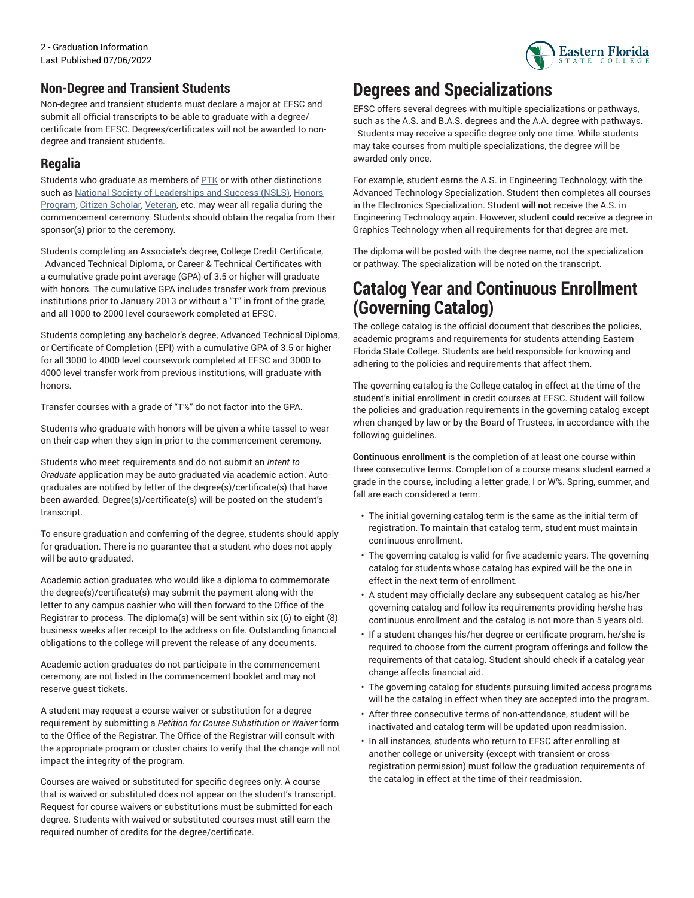## Non-Degree and Transient Students

Non-degree and transient students must declare a major at EFSC and submit all official transcripts to be able to graduate with a degree/certificate from EFSC. Degrees/certificates will not be awarded to non-degree and transient students.

## Regalia

Students who graduate as members of PTK or with other distinctions such as National Society of Leaderships and Success (NSLS), Honors Program, Citizen Scholar, Veteran, etc. may wear all regalia during the commencement ceremony. Students should obtain the regalia from their sponsor(s) prior to the ceremony.

Students completing an Associate's degree, College Credit Certificate, Advanced Technical Diploma, or Career & Technical Certificates with a cumulative grade point average (GPA) of 3.5 or higher will graduate with honors. The cumulative GPA includes transfer work from previous institutions prior to January 2013 or without a "T" in front of the grade, and all 1000 to 2000 level coursework completed at EFSC.

Students completing any bachelor's degree, Advanced Technical Diploma, or Certificate of Completion (EPI) with a cumulative GPA of 3.5 or higher for all 3000 to 4000 level coursework completed at EFSC and 3000 to 4000 level transfer work from previous institutions, will graduate with honors.

Transfer courses with a grade of "T%" do not factor into the GPA.

Students who graduate with honors will be given a white tassel to wear on their cap when they sign in prior to the commencement ceremony.

Students who meet requirements and do not submit an *Intent to Graduate* application may be auto-graduated via academic action. Auto-graduates are notified by letter of the degree(s)/certificate(s) that have been awarded. Degree(s)/certificate(s) will be posted on the student's transcript.

To ensure graduation and conferring of the degree, students should apply for graduation. There is no guarantee that a student who does not apply will be auto-graduated.

Academic action graduates who would like a diploma to commemorate the degree(s)/certificate(s) may submit the payment along with the letter to any campus cashier who will then forward to the Office of the Registrar to process. The diploma(s) will be sent within six (6) to eight (8) business weeks after receipt to the address on file. Outstanding financial obligations to the college will prevent the release of any documents.

Academic action graduates do not participate in the commencement ceremony, are not listed in the commencement booklet and may not reserve guest tickets.

A student may request a course waiver or substitution for a degree requirement by submitting a *Petition for Course Substitution or Waiver* form to the Office of the Registrar. The Office of the Registrar will consult with the appropriate program or cluster chairs to verify that the change will not impact the integrity of the program.

Courses are waived or substituted for specific degrees only. A course that is waived or substituted does not appear on the student's transcript. Request for course waivers or substitutions must be submitted for each degree. Students with waived or substituted courses must still earn the required number of credits for the degree/certificate.

# Degrees and Specializations

EFSC offers several degrees with multiple specializations or pathways, such as the A.S. and B.A.S. degrees and the A.A. degree with pathways. Students may receive a specific degree only one time. While students may take courses from multiple specializations, the degree will be awarded only once.

For example, student earns the A.S. in Engineering Technology, with the Advanced Technology Specialization. Student then completes all courses in the Electronics Specialization. Student **will not** receive the A.S. in Engineering Technology again. However, student **could** receive a degree in Graphics Technology when all requirements for that degree are met.

The diploma will be posted with the degree name, not the specialization or pathway. The specialization will be noted on the transcript.

# Catalog Year and Continuous Enrollment (Governing Catalog)

The college catalog is the official document that describes the policies, academic programs and requirements for students attending Eastern Florida State College. Students are held responsible for knowing and adhering to the policies and requirements that affect them.

The governing catalog is the College catalog in effect at the time of the student's initial enrollment in credit courses at EFSC. Student will follow the policies and graduation requirements in the governing catalog except when changed by law or by the Board of Trustees, in accordance with the following guidelines.

**Continuous enrollment** is the completion of at least one course within three consecutive terms. Completion of a course means student earned a grade in the course, including a letter grade, I or W%. Spring, summer, and fall are each considered a term.

- The initial governing catalog term is the same as the initial term of registration. To maintain that catalog term, student must maintain continuous enrollment.
- The governing catalog is valid for five academic years. The governing catalog for students whose catalog has expired will be the one in effect in the next term of enrollment.
- A student may officially declare any subsequent catalog as his/her governing catalog and follow its requirements providing he/she has continuous enrollment and the catalog is not more than 5 years old.
- If a student changes his/her degree or certificate program, he/she is required to choose from the current program offerings and follow the requirements of that catalog. Student should check if a catalog year change affects financial aid.
- The governing catalog for students pursuing limited access programs will be the catalog in effect when they are accepted into the program.
- After three consecutive terms of non-attendance, student will be inactivated and catalog term will be updated upon readmission.
- In all instances, students who return to EFSC after enrolling at another college or university (except with transient or cross-registration permission) must follow the graduation requirements of the catalog in effect at the time of their readmission.